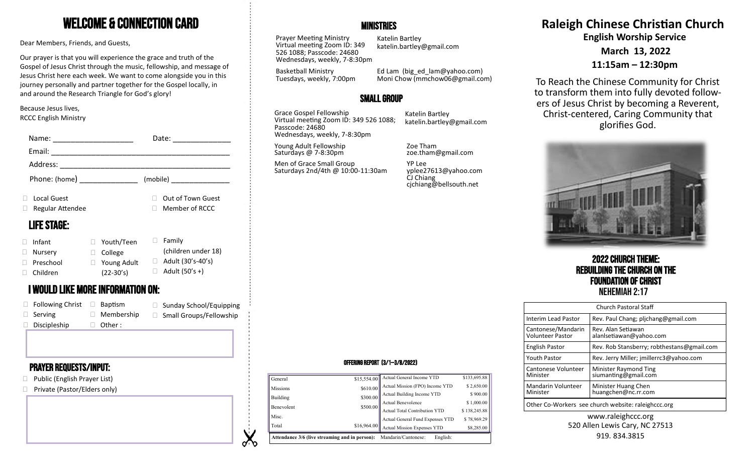# WELCOME & CONNECTION CARD

Dear Members, Friends, and Guests,

Our prayer is that you will experience the grace and truth of the Gospel of Jesus Christ through the music, fellowship, and message of Jesus Christ here each week. We want to come alongside you in this journey personally and partner together for the Gospel locally, in and around the Research Triangle for God's glory!

Because Jesus lives,
RCCC English Ministry

Name: ____________________ Date: ______________

Email: ____________________________________________

Address: __________________________________________

Phone: (home) ______________ (mobile) ______________

- ☐ Local Guest
- ☐ Out of Town Guest
- ☐ Regular Attendee
- ☐ Member of RCCC

## LIFE STAGE:

- ☐ Infant
- ☐ Nursery
- ☐ Preschool
- ☐ Children
- ☐ Youth/Teen
- ☐ College
- ☐ Young Adult (22-30's)
- ☐ Family (children under 18)
- ☐ Adult (30's-40's)
- ☐ Adult (50's +)

## I WOULD LIKE MORE INFORMATION ON:

- ☐ Following Christ
- ☐ Serving
- ☐ Discipleship
- ☐ Baptism
- ☐ Membership
- ☐ Other :
- ☐ Sunday School/Equipping
- ☐ Small Groups/Fellowship

## PRAYER REQUESTS/INPUT:

- ☐ Public (English Prayer List)
- ☐ Private (Pastor/Elders only)

## MINISTRIES

Prayer Meeting Ministry
Virtual meeting Zoom ID: 349 526 1088; Passcode: 24680
Wednesdays, weekly, 7-8:30pm
Katelin Bartley
katelin.bartley@gmail.com

Basketball Ministry
Tuesdays, weekly, 7:00pm
Ed Lam (big_ed_lam@yahoo.com)
Moni Chow (mmchow06@gmail.com)

## SMALL GROUP

Grace Gospel Fellowship
Virtual meeting Zoom ID: 349 526 1088; Passcode: 24680
Wednesdays, weekly, 7-8:30pm
Katelin Bartley
katelin.bartley@gmail.com

Young Adult Fellowship
Saturdays @ 7-8:30pm
Zoe Tham
zoe.tham@gmail.com

Men of Grace Small Group
Saturdays 2nd/4th @ 10:00-11:30am
YP Lee
yplee27613@yahoo.com
CJ Chiang
cjchiang@bellsouth.net

### OFFERING REPORT (3/1—3/6/2022)

| | | | |
|---|---|---|---|
| General | $15,554.00 | Actual General Income YTD | $133,695.88 |
| Missions | $610.00 | Actual Mission (FPO) Income YTD | $ 2,650.00 |
| Building | $300.00 | Actual Building Income YTD | $ 900.00 |
| Benevolent | $500.00 | Actual Benevolence | $ 1,000.00 |
| Misc. | | Actual Total Contribution YTD | $ 138,245.88 |
| | | Actual General Fund Expenses YTD | $ 78,969.29 |
| Total | $16,964.00 | Actual Mission Expenses YTD | $8,285.00 |

**Attendance 3/6 (live streaming and in person):** Mandarin/Cantonese: English:

# Raleigh Chinese Christian Church

**English Worship Service**

**March 13, 2022**

**11:15am – 12:30pm**

To Reach the Chinese Community for Christ to transform them into fully devoted followers of Jesus Christ by becoming a Reverent, Christ-centered, Caring Community that glorifies God.

## 2022 CHURCH THEME: REBUILDING THE CHURCH ON THE FOUNDATION OF CHRIST NEHEMIAH 2:17

| Church Pastoral Staff | |
|---|---|
| Interim Lead Pastor | Rev. Paul Chang; pljchang@gmail.com |
| Cantonese/Mandarin Volunteer Pastor | Rev. Alan Setiawan alanlsetiawan@yahoo.com |
| English Pastor | Rev. Rob Stansberry; robthestans@gmail.com |
| Youth Pastor | Rev. Jerry Miller; jmillerrc3@yahoo.com |
| Cantonese Volunteer Minister | Minister Raymond Ting siumanting@gmail.com |
| Mandarin Volunteer Minister | Minister Huang Chen huangchen@nc.rr.com |
| Other Co-Workers see church website: raleighccc.org | |

www.raleighccc.org
520 Allen Lewis Cary, NC 27513
919. 834.3815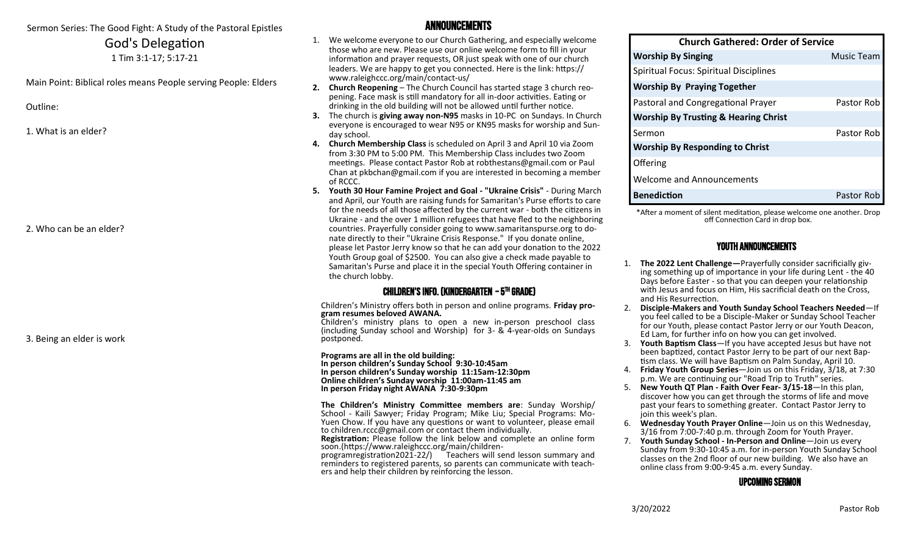Sermon Series: The Good Fight: A Study of the Pastoral Epistles

# God's Delegation

1 Tim 3:1-17; 5:17-21

Main Point: Biblical roles means People serving People: Elders

Outline:

1. What is an elder?

2. Who can be an elder?

3. Being an elder is work

## ANNOUNCEMENTS

1. We welcome everyone to our Church Gathering, and especially welcome those who are new. Please use our online welcome form to fill in your information and prayer requests, OR just speak with one of our church leaders. We are happy to get you connected. Here is the link: https://www.raleighccc.org/main/contact-us/
2. **Church Reopening** – The Church Council has started stage 3 church reopening. Face mask is still mandatory for all in-door activities. Eating or drinking in the old building will not be allowed until further notice.
3. The church is **giving away non-N95** masks in 10-PC on Sundays. In Church everyone is encouraged to wear N95 or KN95 masks for worship and Sunday school.
4. **Church Membership Class** is scheduled on April 3 and April 10 via Zoom from 3:30 PM to 5:00 PM. This Membership Class includes two Zoom meetings. Please contact Pastor Rob at robthestans@gmail.com or Paul Chan at pkbchan@gmail.com if you are interested in becoming a member of RCCC.
5. **Youth 30 Hour Famine Project and Goal - "Ukraine Crisis"** - During March and April, our Youth are raising funds for Samaritan's Purse efforts to care for the needs of all those affected by the current war - both the citizens in Ukraine - and the over 1 million refugees that have fled to the neighboring countries. Prayerfully consider going to www.samaritanspurse.org to donate directly to their "Ukraine Crisis Response." If you donate online, please let Pastor Jerry know so that he can add your donation to the 2022 Youth Group goal of $2500. You can also give a check made payable to Samaritan's Purse and place it in the special Youth Offering container in the church lobby.

## CHILDREN'S INFO. (KINDERGARTEN – 5TH GRADE)

Children's Ministry offers both in person and online programs. **Friday program resumes beloved AWANA.**

Children's ministry plans to open a new in-person preschool class (including Sunday school and Worship) for 3- & 4-year-olds on Sundays postponed.

**Programs are all in the old building:**
**In person children's Sunday School 9:30-10:45am**
**In person children's Sunday worship 11:15am-12:30pm**
**Online children's Sunday worship 11:00am-11:45 am**
**In person Friday night AWANA 7:30-9:30pm**

**The Children's Ministry Committee members are**: Sunday Worship/School - Kaili Sawyer; Friday Program; Mike Liu; Special Programs: Mo-Yuen Chow. If you have any questions or want to volunteer, please email to children.rccc@gmail.com or contact them individually.

**Registration:** Please follow the link below and complete an online form soon.(https://www.raleighccc.org/main/children-programregistration2021-22/) Teachers will send lesson summary and reminders to registered parents, so parents can communicate with teachers and help their children by reinforcing the lesson.

| Church Gathered: Order of Service | |
|---|---|
| **Worship By Singing** | Music Team |
| Spiritual Focus: Spiritual Disciplines | |
| **Worship By Praying Together** | |
| Pastoral and Congregational Prayer | Pastor Rob |
| **Worship By Trusting & Hearing Christ** | |
| Sermon | Pastor Rob |
| **Worship By Responding to Christ** | |
| Offering | |
| Welcome and Announcements | |
| **Benediction** | Pastor Rob |

*After a moment of silent meditation, please welcome one another. Drop off Connection Card in drop box.

## YOUTH ANNOUNCEMENTS

1. **The 2022 Lent Challenge—**Prayerfully consider sacrificially giving something up of importance in your life during Lent - the 40 Days before Easter - so that you can deepen your relationship with Jesus and focus on Him, His sacrificial death on the Cross, and His Resurrection.
2. **Disciple-Makers and Youth Sunday School Teachers Needed**—If you feel called to be a Disciple-Maker or Sunday School Teacher for our Youth, please contact Pastor Jerry or our Youth Deacon, Ed Lam, for further info on how you can get involved.
3. **Youth Baptism Class**—If you have accepted Jesus but have not been baptized, contact Pastor Jerry to be part of our next Baptism class. We will have Baptism on Palm Sunday, April 10.
4. **Friday Youth Group Series**—Join us on this Friday, 3/18, at 7:30 p.m. We are continuing our "Road Trip to Truth" series.
5. **New Youth QT Plan - Faith Over Fear- 3/15-18**—In this plan, discover how you can get through the storms of life and move past your fears to something greater. Contact Pastor Jerry to join this week's plan.
6. **Wednesday Youth Prayer Online**—Join us on this Wednesday, 3/16 from 7:00-7:40 p.m. through Zoom for Youth Prayer.
7. **Youth Sunday School - In-Person and Online**—Join us every Sunday from 9:30-10:45 a.m. for in-person Youth Sunday School classes on the 2nd floor of our new building. We also have an online class from 9:00-9:45 a.m. every Sunday.

## UPCOMING SERMON

3/20/2022 Pastor Rob